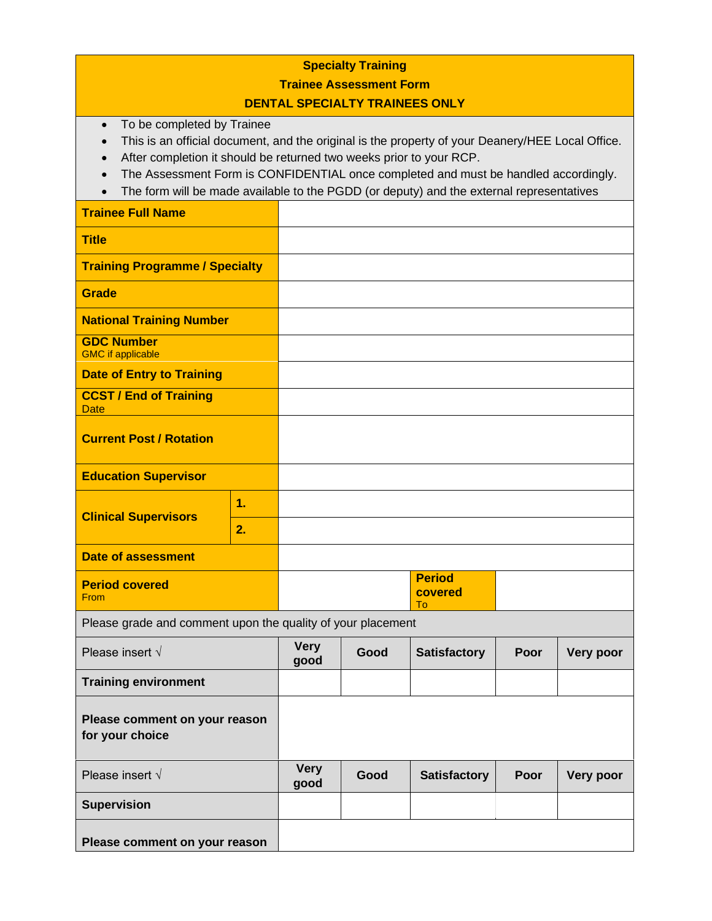# Specialty Training

## Trainee Assessment Form

## DENTAL SPECIALTY TRAINEES ONLY

- To be completed by Trainee
- This is an official document, and the original is the property of your Deanery/HEE Local Office.
- After completion it should be returned two weeks prior to your RCP.
- The Assessment Form is CONFIDENTIAL once completed and must be handled accordingly.
- The form will be made available to the PGDD (or deputy) and the external representatives

| | | | | |
|---|---|---|---|---|
| **Trainee Full Name** | | | | |
| **Title** | | | | |
| **Training Programme / Specialty** | | | | |
| **Grade** | | | | |
| **National Training Number** | | | | |
| **GDC Number** GMC if applicable | | | | |
| **Date of Entry to Training** | | | | |
| **CCST / End of Training** Date | | | | |
| **Current Post / Rotation** | | | | |
| **Education Supervisor** | | | | |
| **Clinical Supervisors** | **1.** | | | |
| | **2.** | | | |
| **Date of assessment** | | | | |
| **Period covered** From | | | **Period covered** To | |

Please grade and comment upon the quality of your placement

| Please insert √ | **Very good** | **Good** | **Satisfactory** | **Poor** | **Very poor** |
|---|---|---|---|---|---|
| **Training environment** | | | | | |
| **Please comment on your reason for your choice** | | | | | |
| Please insert √ | **Very good** | **Good** | **Satisfactory** | **Poor** | **Very poor** |
| **Supervision** | | | | | |
| **Please comment on your reason** | | | | | |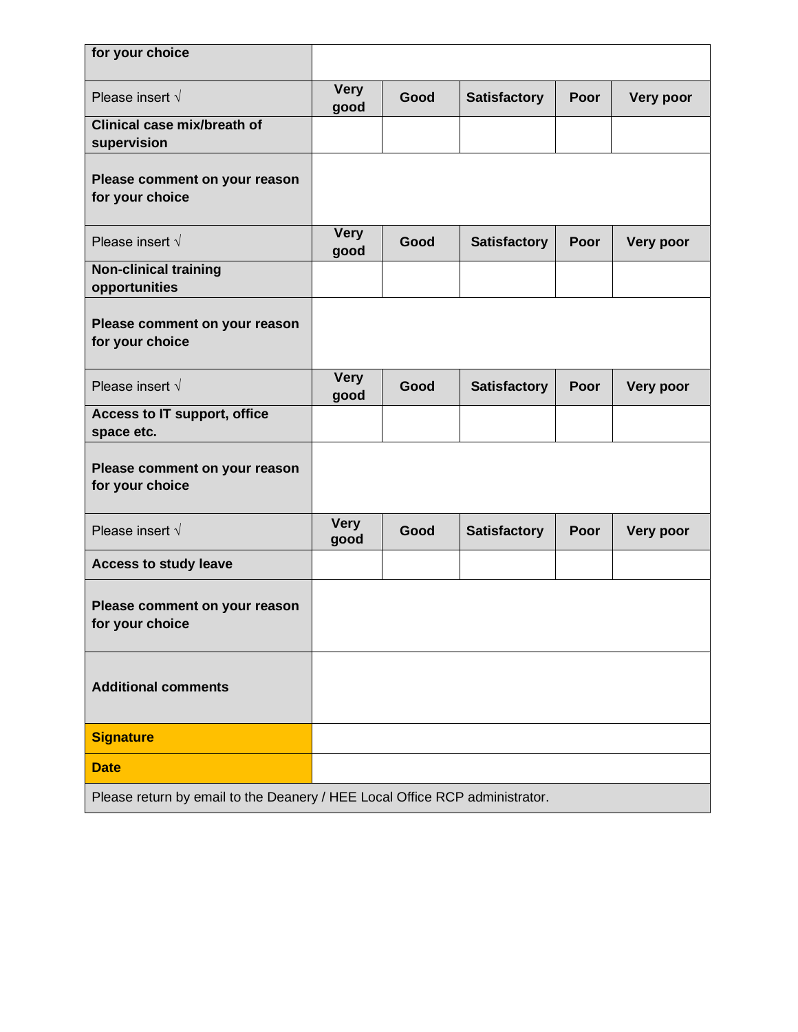| | | | | | |
|---|---|---|---|---|---|
| **for your choice** | | | | | |
| Please insert √ | **Very good** | **Good** | **Satisfactory** | **Poor** | **Very poor** |
| **Clinical case mix/breath of supervision** | | | | | |
| **Please comment on your reason for your choice** | | | | | |
| Please insert √ | **Very good** | **Good** | **Satisfactory** | **Poor** | **Very poor** |
| **Non-clinical training opportunities** | | | | | |
| **Please comment on your reason for your choice** | | | | | |
| Please insert √ | **Very good** | **Good** | **Satisfactory** | **Poor** | **Very poor** |
| **Access to IT support, office space etc.** | | | | | |
| **Please comment on your reason for your choice** | | | | | |
| Please insert √ | **Very good** | **Good** | **Satisfactory** | **Poor** | **Very poor** |
| **Access to study leave** | | | | | |
| **Please comment on your reason for your choice** | | | | | |
| **Additional comments** | | | | | |
| **Signature** | | | | | |
| **Date** | | | | | |
| Please return by email to the Deanery / HEE Local Office RCP administrator. | | | | | |